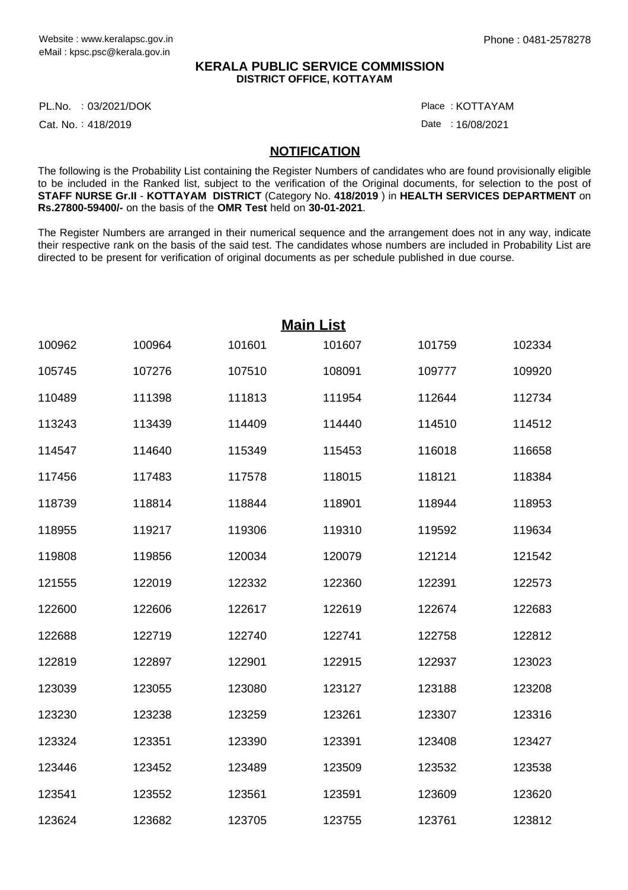Website : www.keralapsc.gov.in
eMail : kpsc.psc@kerala.gov.in

Phone : 0481-2578278

**KERALA PUBLIC SERVICE COMMISSION**
**DISTRICT OFFICE, KOTTAYAM**

PL.No. : 03/2021/DOK
Cat. No. : 418/2019

Place : KOTTAYAM
Date : 16/08/2021

## NOTIFICATION

The following is the Probability List containing the Register Numbers of candidates who are found provisionally eligible to be included in the Ranked list, subject to the verification of the Original documents, for selection to the post of **STAFF NURSE Gr.II** - **KOTTAYAM DISTRICT** (Category No. **418/2019** ) in **HEALTH SERVICES DEPARTMENT** on **Rs.27800-59400/-** on the basis of the **OMR Test** held on **30-01-2021**.

The Register Numbers are arranged in their numerical sequence and the arrangement does not in any way, indicate their respective rank on the basis of the said test. The candidates whose numbers are included in Probability List are directed to be present for verification of original documents as per schedule published in due course.

## Main List

| | | | | | |
|---|---|---|---|---|---|
| 100962 | 100964 | 101601 | 101607 | 101759 | 102334 |
| 105745 | 107276 | 107510 | 108091 | 109777 | 109920 |
| 110489 | 111398 | 111813 | 111954 | 112644 | 112734 |
| 113243 | 113439 | 114409 | 114440 | 114510 | 114512 |
| 114547 | 114640 | 115349 | 115453 | 116018 | 116658 |
| 117456 | 117483 | 117578 | 118015 | 118121 | 118384 |
| 118739 | 118814 | 118844 | 118901 | 118944 | 118953 |
| 118955 | 119217 | 119306 | 119310 | 119592 | 119634 |
| 119808 | 119856 | 120034 | 120079 | 121214 | 121542 |
| 121555 | 122019 | 122332 | 122360 | 122391 | 122573 |
| 122600 | 122606 | 122617 | 122619 | 122674 | 122683 |
| 122688 | 122719 | 122740 | 122741 | 122758 | 122812 |
| 122819 | 122897 | 122901 | 122915 | 122937 | 123023 |
| 123039 | 123055 | 123080 | 123127 | 123188 | 123208 |
| 123230 | 123238 | 123259 | 123261 | 123307 | 123316 |
| 123324 | 123351 | 123390 | 123391 | 123408 | 123427 |
| 123446 | 123452 | 123489 | 123509 | 123532 | 123538 |
| 123541 | 123552 | 123561 | 123591 | 123609 | 123620 |
| 123624 | 123682 | 123705 | 123755 | 123761 | 123812 |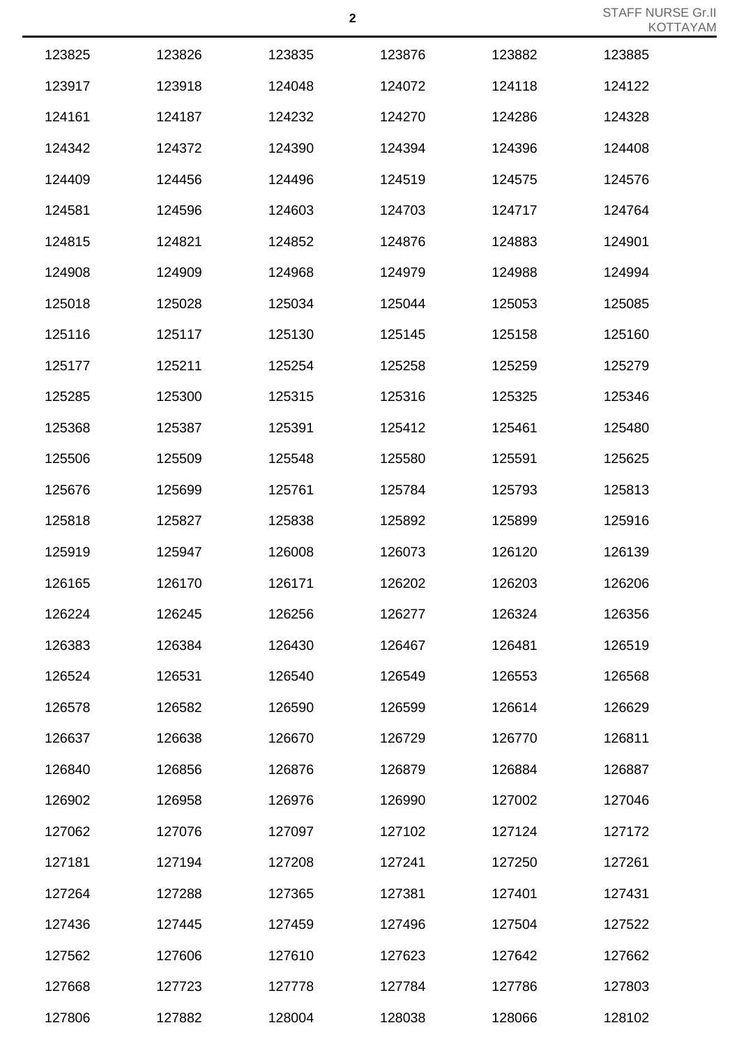| | | | | | |
|---|---|---|---|---|---|
| 123825 | 123826 | 123835 | 123876 | 123882 | 123885 |
| 123917 | 123918 | 124048 | 124072 | 124118 | 124122 |
| 124161 | 124187 | 124232 | 124270 | 124286 | 124328 |
| 124342 | 124372 | 124390 | 124394 | 124396 | 124408 |
| 124409 | 124456 | 124496 | 124519 | 124575 | 124576 |
| 124581 | 124596 | 124603 | 124703 | 124717 | 124764 |
| 124815 | 124821 | 124852 | 124876 | 124883 | 124901 |
| 124908 | 124909 | 124968 | 124979 | 124988 | 124994 |
| 125018 | 125028 | 125034 | 125044 | 125053 | 125085 |
| 125116 | 125117 | 125130 | 125145 | 125158 | 125160 |
| 125177 | 125211 | 125254 | 125258 | 125259 | 125279 |
| 125285 | 125300 | 125315 | 125316 | 125325 | 125346 |
| 125368 | 125387 | 125391 | 125412 | 125461 | 125480 |
| 125506 | 125509 | 125548 | 125580 | 125591 | 125625 |
| 125676 | 125699 | 125761 | 125784 | 125793 | 125813 |
| 125818 | 125827 | 125838 | 125892 | 125899 | 125916 |
| 125919 | 125947 | 126008 | 126073 | 126120 | 126139 |
| 126165 | 126170 | 126171 | 126202 | 126203 | 126206 |
| 126224 | 126245 | 126256 | 126277 | 126324 | 126356 |
| 126383 | 126384 | 126430 | 126467 | 126481 | 126519 |
| 126524 | 126531 | 126540 | 126549 | 126553 | 126568 |
| 126578 | 126582 | 126590 | 126599 | 126614 | 126629 |
| 126637 | 126638 | 126670 | 126729 | 126770 | 126811 |
| 126840 | 126856 | 126876 | 126879 | 126884 | 126887 |
| 126902 | 126958 | 126976 | 126990 | 127002 | 127046 |
| 127062 | 127076 | 127097 | 127102 | 127124 | 127172 |
| 127181 | 127194 | 127208 | 127241 | 127250 | 127261 |
| 127264 | 127288 | 127365 | 127381 | 127401 | 127431 |
| 127436 | 127445 | 127459 | 127496 | 127504 | 127522 |
| 127562 | 127606 | 127610 | 127623 | 127642 | 127662 |
| 127668 | 127723 | 127778 | 127784 | 127786 | 127803 |
| 127806 | 127882 | 128004 | 128038 | 128066 | 128102 |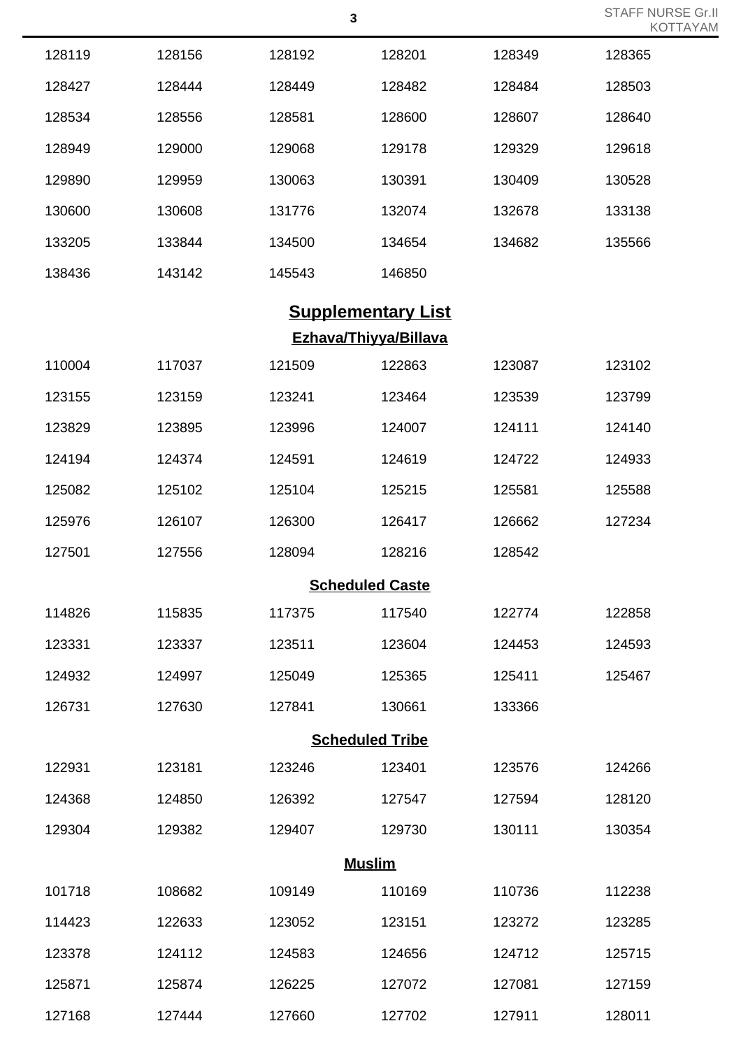| | | | | | |
|---|---|---|---|---|---|
| 128119 | 128156 | 128192 | 128201 | 128349 | 128365 |
| 128427 | 128444 | 128449 | 128482 | 128484 | 128503 |
| 128534 | 128556 | 128581 | 128600 | 128607 | 128640 |
| 128949 | 129000 | 129068 | 129178 | 129329 | 129618 |
| 129890 | 129959 | 130063 | 130391 | 130409 | 130528 |
| 130600 | 130608 | 131776 | 132074 | 132678 | 133138 |
| 133205 | 133844 | 134500 | 134654 | 134682 | 135566 |
| 138436 | 143142 | 145543 | 146850 | | |

## Supplementary List

### Ezhava/Thiyya/Billava

| | | | | | |
|---|---|---|---|---|---|
| 110004 | 117037 | 121509 | 122863 | 123087 | 123102 |
| 123155 | 123159 | 123241 | 123464 | 123539 | 123799 |
| 123829 | 123895 | 123996 | 124007 | 124111 | 124140 |
| 124194 | 124374 | 124591 | 124619 | 124722 | 124933 |
| 125082 | 125102 | 125104 | 125215 | 125581 | 125588 |
| 125976 | 126107 | 126300 | 126417 | 126662 | 127234 |
| 127501 | 127556 | 128094 | 128216 | 128542 | |

### Scheduled Caste

| | | | | | |
|---|---|---|---|---|---|
| 114826 | 115835 | 117375 | 117540 | 122774 | 122858 |
| 123331 | 123337 | 123511 | 123604 | 124453 | 124593 |
| 124932 | 124997 | 125049 | 125365 | 125411 | 125467 |
| 126731 | 127630 | 127841 | 130661 | 133366 | |

### Scheduled Tribe

| | | | | | |
|---|---|---|---|---|---|
| 122931 | 123181 | 123246 | 123401 | 123576 | 124266 |
| 124368 | 124850 | 126392 | 127547 | 127594 | 128120 |
| 129304 | 129382 | 129407 | 129730 | 130111 | 130354 |

### Muslim

| | | | | | |
|---|---|---|---|---|---|
| 101718 | 108682 | 109149 | 110169 | 110736 | 112238 |
| 114423 | 122633 | 123052 | 123151 | 123272 | 123285 |
| 123378 | 124112 | 124583 | 124656 | 124712 | 125715 |
| 125871 | 125874 | 126225 | 127072 | 127081 | 127159 |
| 127168 | 127444 | 127660 | 127702 | 127911 | 128011 |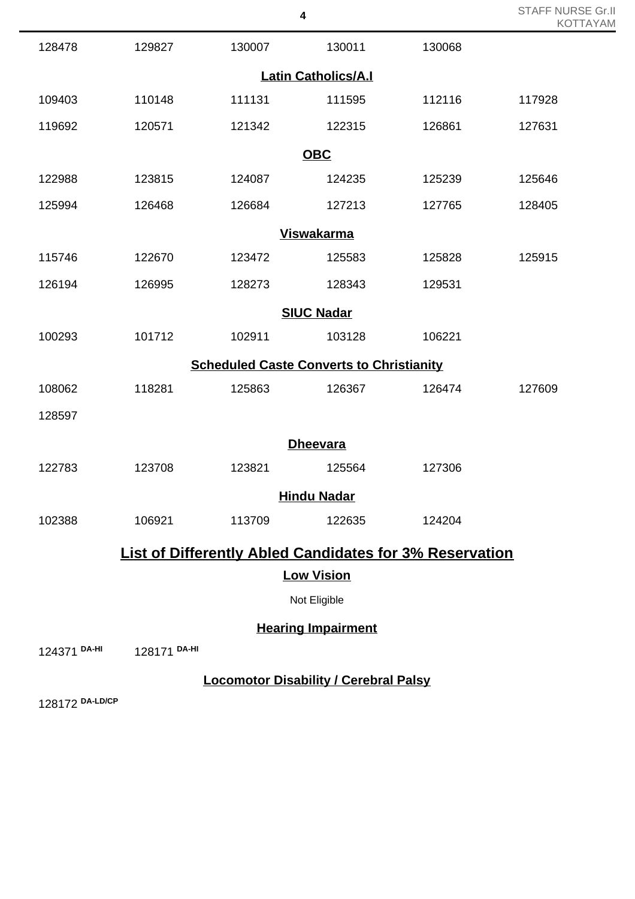| | | | | | |
|---|---|---|---|---|---|
| 128478 | 129827 | 130007 | 130011 | 130068 | |

**Latin Catholics/A.I**

| | | | | | |
|---|---|---|---|---|---|
| 109403 | 110148 | 111131 | 111595 | 112116 | 117928 |
| 119692 | 120571 | 121342 | 122315 | 126861 | 127631 |

**OBC**

| | | | | | |
|---|---|---|---|---|---|
| 122988 | 123815 | 124087 | 124235 | 125239 | 125646 |
| 125994 | 126468 | 126684 | 127213 | 127765 | 128405 |

**Viswakarma**

| | | | | | |
|---|---|---|---|---|---|
| 115746 | 122670 | 123472 | 125583 | 125828 | 125915 |
| 126194 | 126995 | 128273 | 128343 | 129531 | |

**SIUC Nadar**

| | | | | | |
|---|---|---|---|---|---|
| 100293 | 101712 | 102911 | 103128 | 106221 | |

**Scheduled Caste Converts to Christianity**

| | | | | | |
|---|---|---|---|---|---|
| 108062 | 118281 | 125863 | 126367 | 126474 | 127609 |
| 128597 | | | | | |

**Dheevara**

| | | | | | |
|---|---|---|---|---|---|
| 122783 | 123708 | 123821 | 125564 | 127306 | |

**Hindu Nadar**

| | | | | | |
|---|---|---|---|---|---|
| 102388 | 106921 | 113709 | 122635 | 124204 | |

## List of Differently Abled Candidates for 3% Reservation

**Low Vision**

Not Eligible

**Hearing Impairment**

124371 DA-HI    128171 DA-HI

**Locomotor Disability / Cerebral Palsy**

128172 DA-LD/CP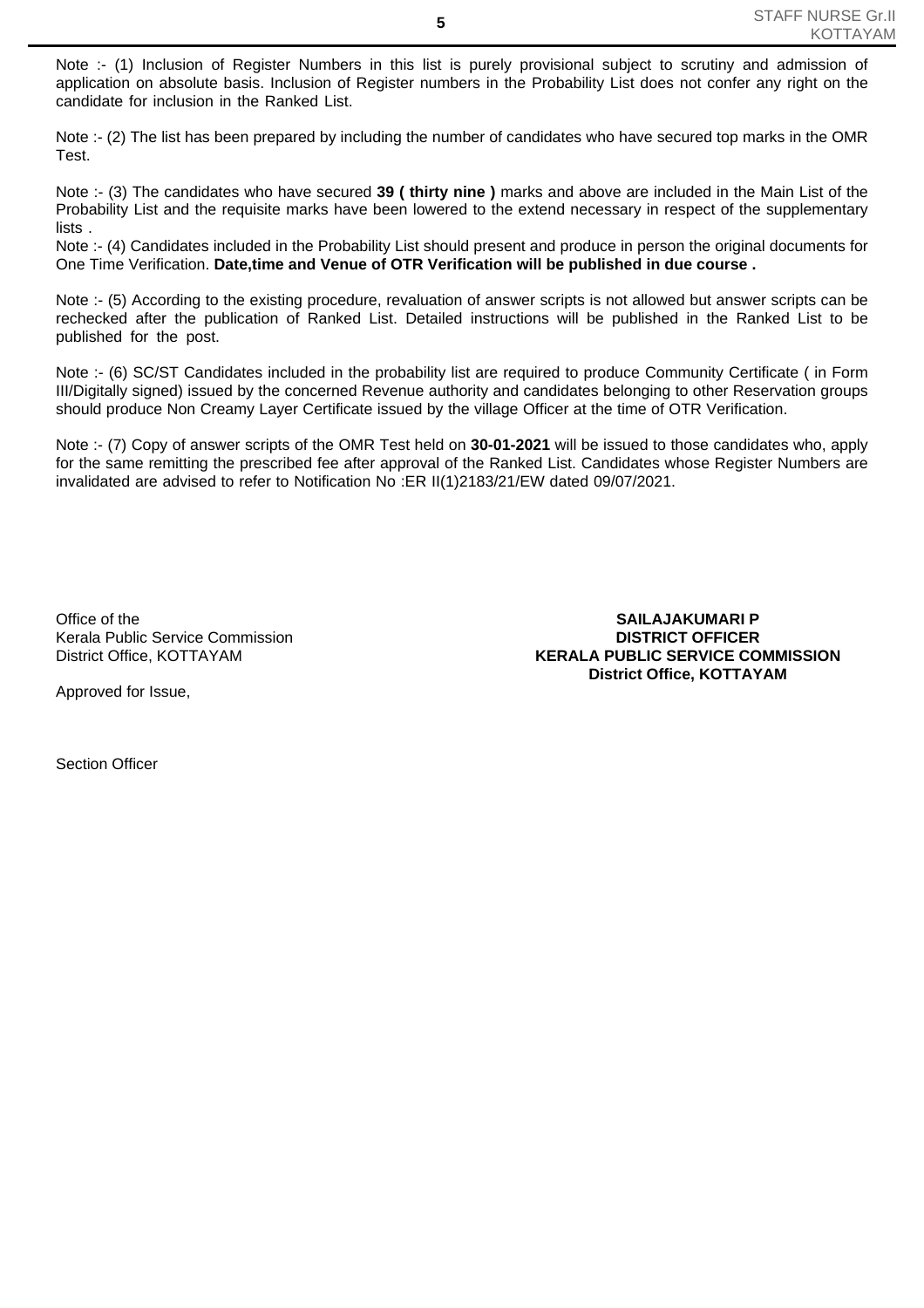Note :- (1) Inclusion of Register Numbers in this list is purely provisional subject to scrutiny and admission of application on absolute basis. Inclusion of Register numbers in the Probability List does not confer any right on the candidate for inclusion in the Ranked List.

Note :- (2) The list has been prepared by including the number of candidates who have secured top marks in the OMR Test.

Note :- (3) The candidates who have secured **39 ( thirty nine )** marks and above are included in the Main List of the Probability List and the requisite marks have been lowered to the extend necessary in respect of the supplementary lists .

Note :- (4) Candidates included in the Probability List should present and produce in person the original documents for One Time Verification. **Date,time and Venue of OTR Verification will be published in due course .**

Note :- (5) According to the existing procedure, revaluation of answer scripts is not allowed but answer scripts can be rechecked after the publication of Ranked List. Detailed instructions will be published in the Ranked List to be published for the post.

Note :- (6) SC/ST Candidates included in the probability list are required to produce Community Certificate ( in Form III/Digitally signed) issued by the concerned Revenue authority and candidates belonging to other Reservation groups should produce Non Creamy Layer Certificate issued by the village Officer at the time of OTR Verification.

Note :- (7) Copy of answer scripts of the OMR Test held on **30-01-2021** will be issued to those candidates who, apply for the same remitting the prescribed fee after approval of the Ranked List. Candidates whose Register Numbers are invalidated are advised to refer to Notification No :ER II(1)2183/21/EW dated 09/07/2021.

Office of the
Kerala Public Service Commission
District Office, KOTTAYAM

**SAILAJAKUMARI P**
**DISTRICT OFFICER**
**KERALA PUBLIC SERVICE COMMISSION**
**District Office, KOTTAYAM**

Approved for Issue,

Section Officer